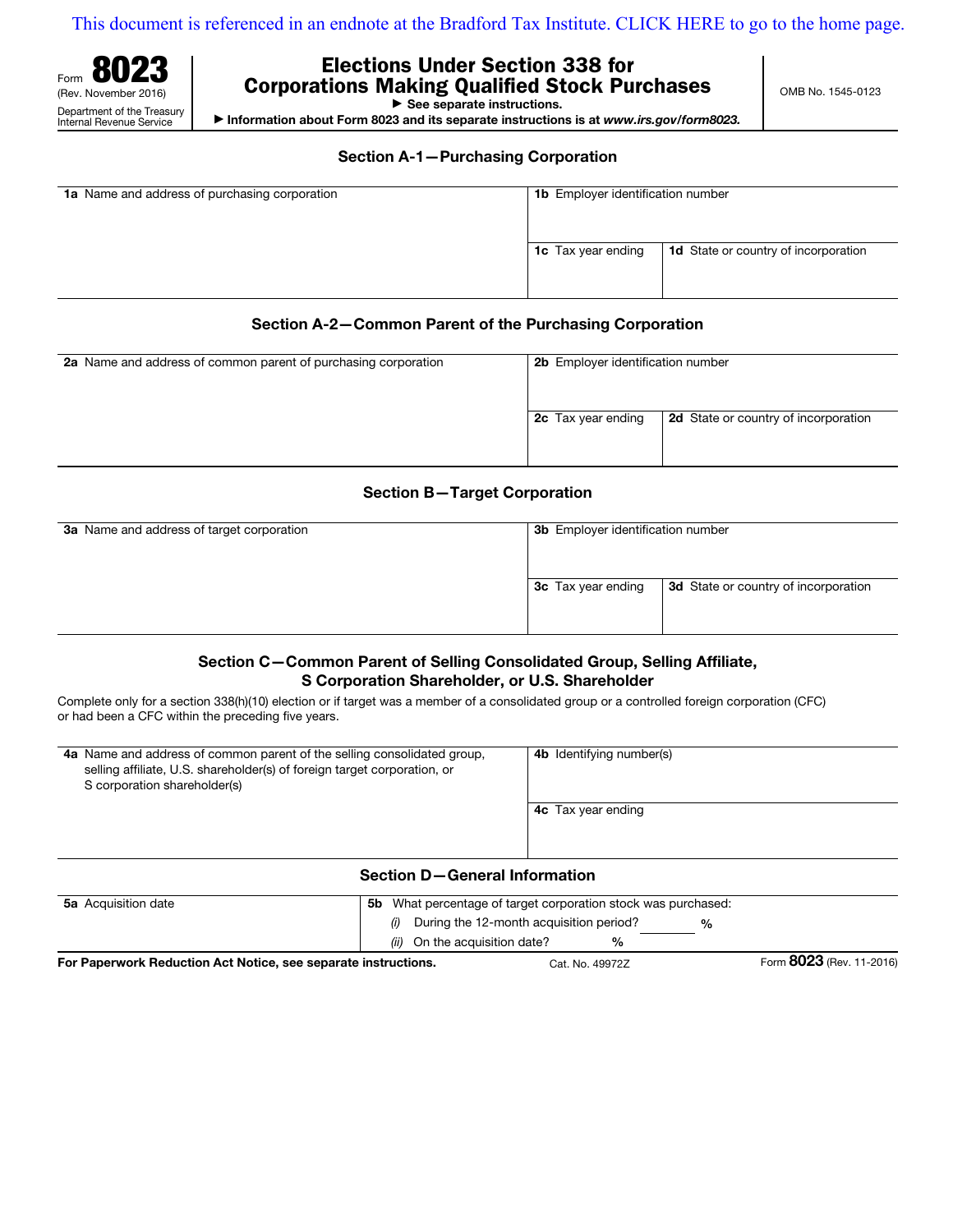This document is referenced in an endnote at the Bradford Tax Institute. CLICK HERE to go to the home page.

Form **8023**
(Rev. November 2016)
Department of the Treasury
Internal Revenue Service

# Elections Under Section 338 for Corporations Making Qualified Stock Purchases

▶ See separate instructions.
▶ Information about Form 8023 and its separate instructions is at *www.irs.gov/form8023.*

OMB No. 1545-0123

## Section A-1—Purchasing Corporation

| **1a** Name and address of purchasing corporation | **1b** Employer identification number | |
|---|---|---|
| | **1c** Tax year ending | **1d** State or country of incorporation |

## Section A-2—Common Parent of the Purchasing Corporation

| **2a** Name and address of common parent of purchasing corporation | **2b** Employer identification number | |
|---|---|---|
| | **2c** Tax year ending | **2d** State or country of incorporation |

## Section B—Target Corporation

| **3a** Name and address of target corporation | **3b** Employer identification number | |
|---|---|---|
| | **3c** Tax year ending | **3d** State or country of incorporation |

## Section C—Common Parent of Selling Consolidated Group, Selling Affiliate, S Corporation Shareholder, or U.S. Shareholder

Complete only for a section 338(h)(10) election or if target was a member of a consolidated group or a controlled foreign corporation (CFC) or had been a CFC within the preceding five years.

| **4a** Name and address of common parent of the selling consolidated group, selling affiliate, U.S. shareholder(s) of foreign target corporation, or S corporation shareholder(s) | **4b** Identifying number(s) |
|---|---|
| | **4c** Tax year ending |

## Section D—General Information

| **5a** Acquisition date | **5b** What percentage of target corporation stock was purchased: |
|---|---|
| | *(i)* During the 12-month acquisition period? ______ % |
| | *(ii)* On the acquisition date? ______ % |

**For Paperwork Reduction Act Notice, see separate instructions.** Cat. No. 49972Z Form **8023** (Rev. 11-2016)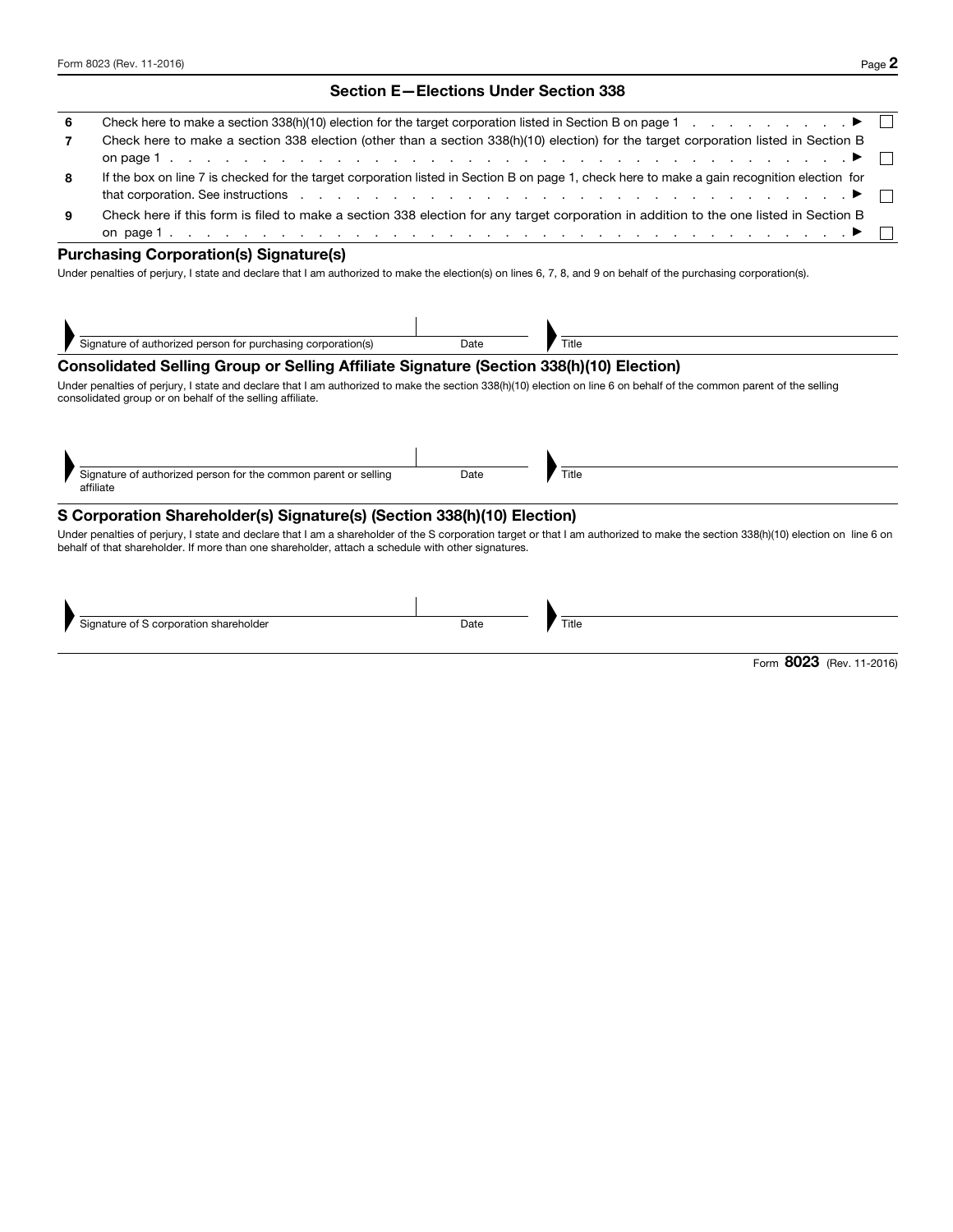## Section E—Elections Under Section 338

| | | |
|---|---|---|
| 6 | Check here to make a section 338(h)(10) election for the target corporation listed in Section B on page 1 . . . . . . . . . . ▶ | ☐ |
| 7 | Check here to make a section 338 election (other than a section 338(h)(10) election) for the target corporation listed in Section B on page 1 . . . . . . . . . . . . . . . . . . . . . . . . . . . . . . . . . . . ▶ | ☐ |
| 8 | If the box on line 7 is checked for the target corporation listed in Section B on page 1, check here to make a gain recognition election for that corporation. See instructions . . . . . . . . . . . . . . . . . . . . . . . . . . . . . ▶ | ☐ |
| 9 | Check here if this form is filed to make a section 338 election for any target corporation in addition to the one listed in Section B on page 1 . . . . . . . . . . . . . . . . . . . . . . . . . . . . . . . . . . . ▶ | ☐ |

### Purchasing Corporation(s) Signature(s)

Under penalties of perjury, I state and declare that I am authorized to make the election(s) on lines 6, 7, 8, and 9 on behalf of the purchasing corporation(s).

▶ Signature of authorized person for purchasing corporation(s) | Date | ▶ Title

### Consolidated Selling Group or Selling Affiliate Signature (Section 338(h)(10) Election)

Under penalties of perjury, I state and declare that I am authorized to make the section 338(h)(10) election on line 6 on behalf of the common parent of the selling consolidated group or on behalf of the selling affiliate.

▶ Signature of authorized person for the common parent or selling affiliate | Date | ▶ Title

### S Corporation Shareholder(s) Signature(s) (Section 338(h)(10) Election)

Under penalties of perjury, I state and declare that I am a shareholder of the S corporation target or that I am authorized to make the section 338(h)(10) election on line 6 on behalf of that shareholder. If more than one shareholder, attach a schedule with other signatures.

▶ Signature of S corporation shareholder | Date | ▶ Title